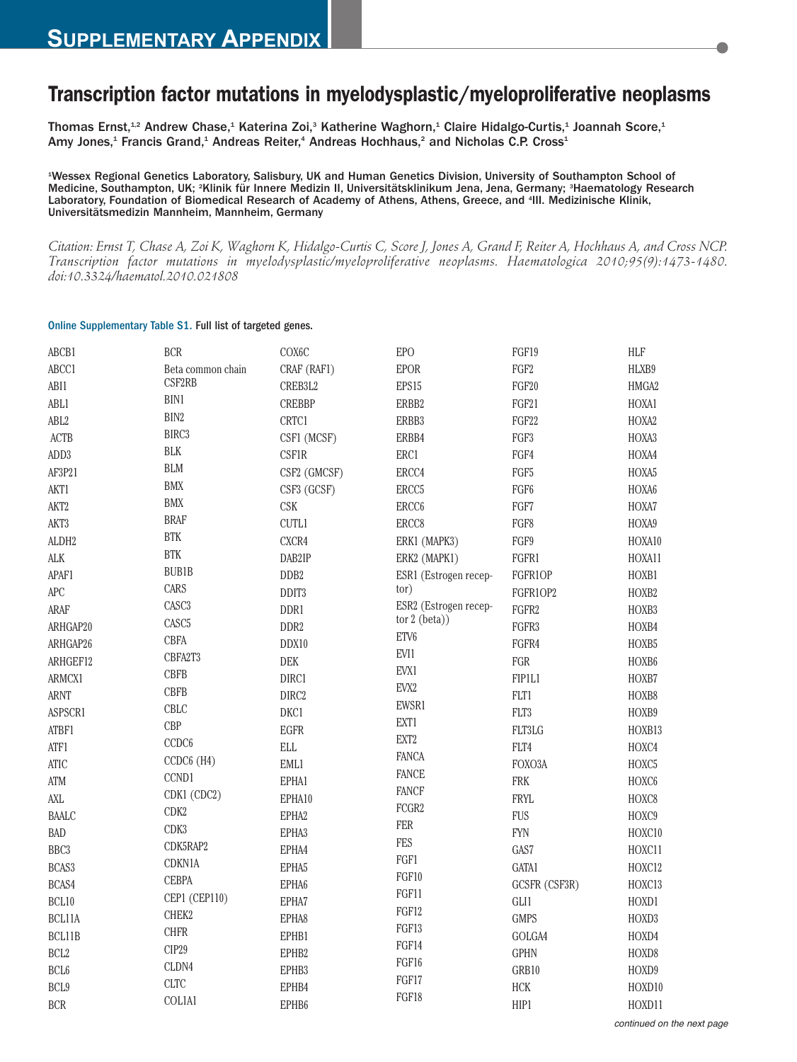# Supplementary Appendix

## Transcription factor mutations in myelodysplastic/myeloproliferative neoplasms

Thomas Ernst,[1,2] Andrew Chase,[1] Katerina Zoi,[3] Katherine Waghorn,[1] Claire Hidalgo-Curtis,[1] Joannah Score,[1] Amy Jones,[1] Francis Grand,[1] Andreas Reiter,[4] Andreas Hochhaus,[2] and Nicholas C.P. Cross[1]

[1]Wessex Regional Genetics Laboratory, Salisbury, UK and Human Genetics Division, University of Southampton School of Medicine, Southampton, UK; [2]Klinik für Innere Medizin II, Universitätsklinikum Jena, Jena, Germany; [3]Haematology Research Laboratory, Foundation of Biomedical Research of Academy of Athens, Athens, Greece, and [4]III. Medizinische Klinik, Universitätsmedizin Mannheim, Mannheim, Germany

*Citation: Ernst T, Chase A, Zoi K, Waghorn K, Hidalgo-Curtis C, Score J, Jones A, Grand F, Reiter A, Hochhaus A, and Cross NCP. Transcription factor mutations in myelodysplastic/myeloproliferative neoplasms. Haematologica 2010;95(9):1473-1480. doi:10.3324/haematol.2010.021808*

**Online Supplementary Table S1.** Full list of targeted genes.

| | | | | | |
|---|---|---|---|---|---|
| ABCB1 | BCR | COX6C | EPO | FGF19 | HLF |
| ABCC1 | Beta common chain CSF2RB | CRAF (RAF1) | EPOR | FGF2 | HLXB9 |
| ABI1 | BIN1 | CREB3L2 | EPS15 | FGF20 | HMGA2 |
| ABL1 | BIN2 | CREBBP | ERBB2 | FGF21 | HOXA1 |
| ABL2 | BIRC3 | CRTC1 | ERBB3 | FGF22 | HOXA2 |
| ACTB | BLK | CSF1 (MCSF) | ERBB4 | FGF3 | HOXA3 |
| ADD3 | BLM | CSF1R | ERC1 | FGF4 | HOXA4 |
| AF3P21 | BMX | CSF2 (GMCSF) | ERCC4 | FGF5 | HOXA5 |
| AKT1 | BMX | CSF3 (GCSF) | ERCC5 | FGF6 | HOXA6 |
| AKT2 | BRAF | CSK | ERCC6 | FGF7 | HOXA7 |
| AKT3 | BTK | CUTL1 | ERCC8 | FGF8 | HOXA9 |
| ALDH2 | BTK | CXCR4 | ERK1 (MAPK3) | FGF9 | HOXA10 |
| ALK | BUB1B | DAB2IP | ERK2 (MAPK1) | FGFR1 | HOXA11 |
| APAF1 | CARS | DDB2 | ESR1 (Estrogen receptor) | FGFR1OP | HOXB1 |
| APC | CASC3 | DDIT3 | ESR2 (Estrogen receptor 2 (beta)) | FGFR1OP2 | HOXB2 |
| ARAF | CASC5 | DDR1 | ETV6 | FGFR2 | HOXB3 |
| ARHGAP20 | CBFA | DDR2 | EVI1 | FGFR3 | HOXB4 |
| ARHGAP26 | CBFA2T3 | DDX10 | EVX1 | FGFR4 | HOXB5 |
| ARHGEF12 | CBFB | DEK | EVX2 | FGR | HOXB6 |
| ARMCX1 | CBFB | DIRC1 | EWSR1 | FIP1L1 | HOXB7 |
| ARNT | CBLC | DIRC2 | EXT1 | FLT1 | HOXB8 |
| ASPSCR1 | CBP | DKC1 | EXT2 | FLT3 | HOXB9 |
| ATBF1 | CCDC6 | EGFR | FANCA | FLT3LG | HOXB13 |
| ATF1 | CCDC6 (H4) | ELL | FANCE | FLT4 | HOXC4 |
| ATIC | CCND1 | EML1 | FANCF | FOXO3A | HOXC5 |
| ATM | CDK1 (CDC2) | EPHA1 | FCGR2 | FRK | HOXC6 |
| AXL | CDK2 | EPHA10 | FER | FRYL | HOXC8 |
| BAALC | CDK3 | EPHA2 | FES | FUS | HOXC9 |
| BAD | CDK5RAP2 | EPHA3 | FGF1 | FYN | HOXC10 |
| BBC3 | CDKN1A | EPHA4 | FGF10 | GAS7 | HOXC11 |
| BCAS3 | CEBPA | EPHA5 | FGF11 | GATA1 | HOXC12 |
| BCAS4 | CEP1 (CEP110) | EPHA6 | FGF12 | GCSFR (CSF3R) | HOXC13 |
| BCL10 | CHEK2 | EPHA7 | FGF13 | GLI1 | HOXD1 |
| BCL11A | CHFR | EPHA8 | FGF14 | GMPS | HOXD3 |
| BCL11B | CIP29 | EPHB1 | FGF16 | GOLGA4 | HOXD4 |
| BCL2 | CLDN4 | EPHB2 | FGF17 | GPHN | HOXD8 |
| BCL6 | CLTC | EPHB3 | FGF18 | GRB10 | HOXD9 |
| BCL9 | COL1A1 | EPHB4 | | HCK | HOXD10 |
| BCR | | EPHB6 | | HIP1 | HOXD11 |

*continued on the next page*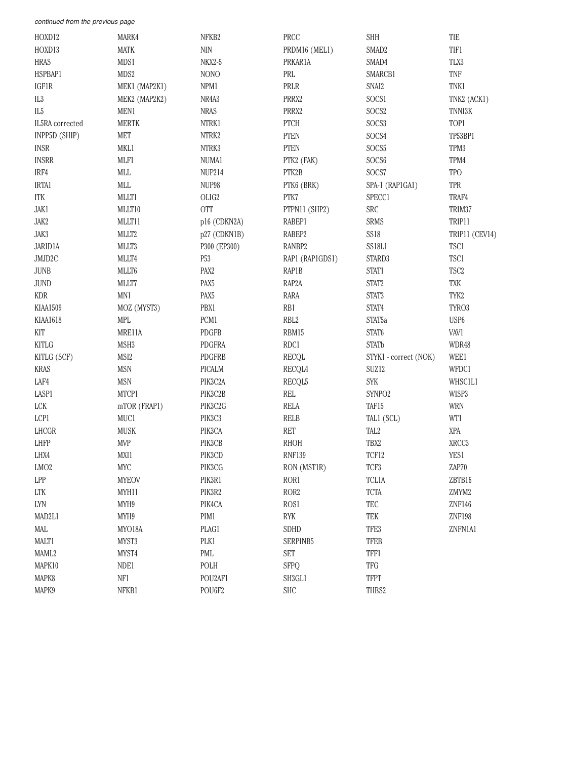*continued from the previous page*

HOXD12
HOXD13
HRAS
HSPBAP1
IGF1R
IL3
IL5
IL5RA corrected
INPP5D (SHIP)
INSR
INSRR
IRF4
IRTA1
ITK
JAK1
JAK2
JAK3
JARID1A
JMJD2C
JUNB
JUND
KDR
KIAA1509
KIAA1618
KIT
KITLG
KITLG (SCF)
KRAS
LAF4
LASP1
LCK
LCP1
LHCGR
LHFP
LHX4
LMO2
LPP
LTK
LYN
MAD2L1
MAL
MALT1
MAML2
MAPK10
MAPK8
MAPK9
MARK4
MATK
MDS1
MDS2
MEK1 (MAP2K1)
MEK2 (MAP2K2)
MEN1
MERTK
MET
MKL1
MLF1
MLL
MLL
MLLT1
MLLT10
MLLT11
MLLT2
MLLT3
MLLT4
MLLT6
MLLT7
MN1
MOZ (MYST3)
MPL
MRE11A
MSH3
MSI2
MSN
MSN
MTCP1
mTOR (FRAP1)
MUC1
MUSK
MVP
MXI1
MYC
MYEOV
MYH11
MYH9
MYH9
MYO18A
MYST3
MYST4
NDE1
NF1
NFKB1
NFKB2
NIN
NKX2-5
NONO
NPM1
NR4A3
NRAS
NTRK1
NTRK2
NTRK3
NUMA1
NUP214
NUP98
OLIG2
OTT
p16 (CDKN2A)
p27 (CDKN1B)
P300 (EP300)
P53
PAX2
PAX5
PAX5
PBX1
PCM1
PDGFB
PDGFRA
PDGFRB
PICALM
PIK3C2A
PIK3C2B
PIK3C2G
PIK3C3
PIK3CA
PIK3CB
PIK3CD
PIK3CG
PIK3R1
PIK3R2
PIK4CA
PIM1
PLAG1
PLK1
PML
POLH
POU2AF1
POU6F2
PRCC
PRDM16 (MEL1)
PRKAR1A
PRL
PRLR
PRRX2
PRRX2
PTCH
PTEN
PTEN
PTK2 (FAK)
PTK2B
PTK6 (BRK)
PTK7
PTPN11 (SHP2)
RABEP1
RABEP2
RANBP2
RAP1 (RAP1GDS1)
RAP1B
RAP2A
RARA
RB1
RBL2
RBM15
RDC1
RECQL
RECQL4
RECQL5
REL
RELA
RELB
RET
RHOH
RNF139
RON (MST1R)
ROR1
ROR2
ROS1
RYK
SDHD
SERPINB5
SET
SFPQ
SH3GL1
SHC
SHH
SMAD2
SMAD4
SMARCB1
SNAI2
SOCS1
SOCS2
SOCS3
SOCS4
SOCS5
SOCS6
SOCS7
SPA-1 (RAP1GA1)
SPECC1
SRC
SRMS
SS18
SS18L1
STARD3
STAT1
STAT2
STAT3
STAT4
STAT5a
STAT6
STATb
STYK1 - correct (NOK)
SUZ12
SYK
SYNPO2
TAF15
TAL1 (SCL)
TAL2
TBX2
TCF12
TCF3
TCL1A
TCTA
TEC
TEK
TFE3
TFEB
TFF1
TFG
TFPT
THBS2
TIE
TIF1
TLX3
TNF
TNK1
TNK2 (ACK1)
TNNI3K
TOP1
TP53BP1
TPM3
TPM4
TPO
TPR
TRAF4
TRIM37
TRIP11
TRIP11 (CEV14)
TSC1
TSC1
TSC2
TXK
TYK2
TYRO3
USP6
VAV1
WDR48
WEE1
WFDC1
WHSC1L1
WISP3
WRN
WT1
XPA
XRCC3
YES1
ZAP70
ZBTB16
ZMYM2
ZNF146
ZNF198
ZNFN1A1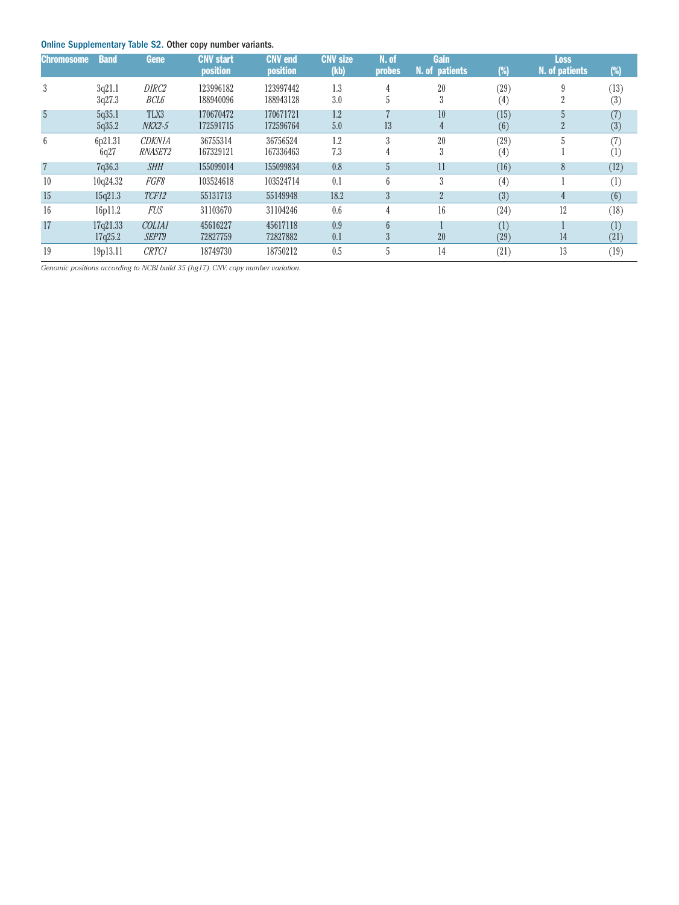**Online Supplementary Table S2.** Other copy number variants.

| Chromosome | Band | Gene | CNV start position | CNV end position | CNV size (kb) | N. of probes | Gain N. of patients | (%) | Loss N. of patients | (%) |
|---|---|---|---|---|---|---|---|---|---|---|
| 3 | 3q21.1 | *DIRC2* | 123996182 | 123997442 | 1.3 | 4 | 20 | (29) | 9 | (13) |
| | 3q27.3 | *BCL6* | 188940096 | 188943128 | 3.0 | 5 | 3 | (4) | 2 | (3) |
| 5 | 5q35.1 | TLX3 | 170670472 | 170671721 | 1.2 | 7 | 10 | (15) | 5 | (7) |
| | 5q35.2 | *NKX2-5* | 172591715 | 172596764 | 5.0 | 13 | 4 | (6) | 2 | (3) |
| 6 | 6p21.31 | *CDKN1A* | 36755314 | 36756524 | 1.2 | 3 | 20 | (29) | 5 | (7) |
| | 6q27 | *RNASET2* | 167329121 | 167336463 | 7.3 | 4 | 3 | (4) | 1 | (1) |
| 7 | 7q36.3 | *SHH* | 155099014 | 155099834 | 0.8 | 5 | 11 | (16) | 8 | (12) |
| 10 | 10q24.32 | *FGF8* | 103524618 | 103524714 | 0.1 | 6 | 3 | (4) | 1 | (1) |
| 15 | 15q21.3 | *TCF12* | 55131713 | 55149948 | 18.2 | 3 | 2 | (3) | 4 | (6) |
| 16 | 16p11.2 | *FUS* | 31103670 | 31104246 | 0.6 | 4 | 16 | (24) | 12 | (18) |
| 17 | 17q21.33 | *COL1A1* | 45616227 | 45617118 | 0.9 | 6 | 1 | (1) | 1 | (1) |
| | 17q25.2 | *SEPT9* | 72827759 | 72827882 | 0.1 | 3 | 20 | (29) | 14 | (21) |
| 19 | 19p13.11 | *CRTC1* | 18749730 | 18750212 | 0.5 | 5 | 14 | (21) | 13 | (19) |

*Genomic positions according to NCBI build 35 (hg17). CNV: copy number variation.*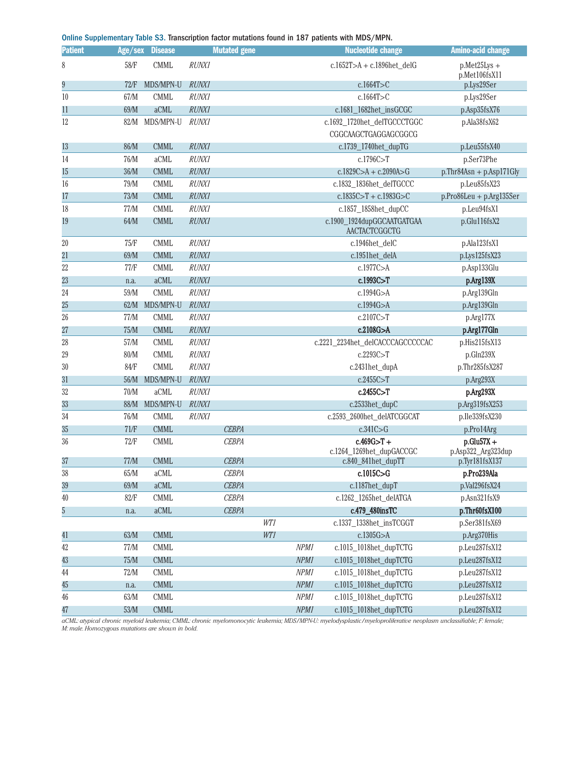Online Supplementary Table S3. Transcription factor mutations found in 187 patients with MDS/MPN.

| Patient | Age/sex | Disease | Mutated gene | | | | Nucleotide change | Amino-acid change |
|---|---|---|---|---|---|---|---|---|
| 8 | 58/F | CMML | *RUNX1* | | | | c.1652T>A + c.1896het_delG | p.Met25Lys + p.Met106fsX11 |
| 9 | 72/F | MDS/MPN-U | *RUNX1* | | | | c.1664T>C | p.Lys29Ser |
| 10 | 67/M | CMML | *RUNX1* | | | | c.1664T>C | p.Lys29Ser |
| 11 | 69/M | aCML | *RUNX1* | | | | c.1681_1682het_insGCGC | p.Asp35fsX76 |
| 12 | 82/M | MDS/MPN-U | *RUNX1* | | | | c.1692_1720het_delTGCCCTGGC CGGCAAGCTGAGGAGCGGCG | p.Ala38fsX62 |
| 13 | 86/M | CMML | *RUNX1* | | | | c.1739_1740het_dupTG | p.Leu55fsX40 |
| 14 | 76/M | aCML | *RUNX1* | | | | c.1796C>T | p.Ser73Phe |
| 15 | 36/M | CMML | *RUNX1* | | | | c.1829C>A + c.2090A>G | p.Thr84Asn + p.Asp171Gly |
| 16 | 79/M | CMML | *RUNX1* | | | | c.1832_1836het_delTGCCC | p.Leu85fsX23 |
| 17 | 73/M | CMML | *RUNX1* | | | | c.1835C>T + c.1983G>C | p.Pro86Leu + p.Arg135Ser |
| 18 | 77/M | CMML | *RUNX1* | | | | c.1857_1858het_dupCC | p.Leu94fsX1 |
| 19 | 64/M | CMML | *RUNX1* | | | | c.1900_1924dupGGCAATGATGAA AACTACTCGGCTG | p.Glu116fsX2 |
| 20 | 75/F | CMML | *RUNX1* | | | | c.1946het_delC | p.Ala123fsX1 |
| 21 | 69/M | CMML | *RUNX1* | | | | c.1951het_delA | p.Lys125fsX23 |
| 22 | 77/F | CMML | *RUNX1* | | | | c.1977C>A | p.Asp133Glu |
| 23 | n.a. | aCML | *RUNX1* | | | | **c.1993C>T** | **p.Arg139X** |
| 24 | 59/M | CMML | *RUNX1* | | | | c.1994G>A | p.Arg139Gln |
| 25 | 62/M | MDS/MPN-U | *RUNX1* | | | | c.1994G>A | p.Arg139Gln |
| 26 | 77/M | CMML | *RUNX1* | | | | c.2107C>T | p.Arg177X |
| 27 | 75/M | CMML | *RUNX1* | | | | **c.2108G>A** | **p.Arg177Gln** |
| 28 | 57/M | CMML | *RUNX1* | | | | c.2221_2234het_delCACCCAGCCCCCAC | p.His215fsX13 |
| 29 | 80/M | CMML | *RUNX1* | | | | c.2293C>T | p.Gln239X |
| 30 | 84/F | CMML | *RUNX1* | | | | c.2431het_dupA | p.Thr285fsX287 |
| 31 | 56/M | MDS/MPN-U | *RUNX1* | | | | c.2455C>T | p.Arg293X |
| 32 | 70/M | aCML | *RUNX1* | | | | **c.2455C>T** | **p.Arg293X** |
| 33 | 88/M | MDS/MPN-U | *RUNX1* | | | | c.2533het_dupC | p.Arg319fsX253 |
| 34 | 76/M | CMML | *RUNX1* | | | | c.2593_2600het_delATCGGCAT | p.Ile339fsX230 |
| 35 | 71/F | CMML | | *CEBPA* | | | c.341C>G | p.Pro14Arg |
| 36 | 72/F | CMML | | *CEBPA* | | | **c.469G>T** + c.1264_1269het_dupGACCGC | **p.Glu57X** + p.Asp322_Arg323dup |
| 37 | 77/M | CMML | | *CEBPA* | | | c.840_841het_dupTT | p.Tyr181fsX137 |
| 38 | 65/M | aCML | | *CEBPA* | | | **c.1015C>G** | **p.Pro239Ala** |
| 39 | 69/M | aCML | | *CEBPA* | | | c.1187het_dupT | p.Val296fsX24 |
| 40 | 82/F | CMML | | *CEBPA* | | | c.1262_1265het_delATGA | p.Asn321fsX9 |
| 5 | n.a. | aCML | | *CEBPA* | | | **c.479_480insTC** | **p.Thr60fsX100** |
| | | | | | *WT1* | | c.1337_1338het_insTCGGT | p.Ser381fsX69 |
| 41 | 63/M | CMML | | | *WT1* | | c.1305G>A | p.Arg370His |
| 42 | 77/M | CMML | | | | *NPM1* | c.1015_1018het_dupTCTG | p.Leu287fsX12 |
| 43 | 75/M | CMML | | | | *NPM1* | c.1015_1018het_dupTCTG | p.Leu287fsX12 |
| 44 | 72/M | CMML | | | | *NPM1* | c.1015_1018het_dupTCTG | p.Leu287fsX12 |
| 45 | n.a. | CMML | | | | *NPM1* | c.1015_1018het_dupTCTG | p.Leu287fsX12 |
| 46 | 63/M | CMML | | | | *NPM1* | c.1015_1018het_dupTCTG | p.Leu287fsX12 |
| 47 | 53/M | CMML | | | | *NPM1* | c.1015_1018het_dupTCTG | p.Leu287fsX12 |

*aCML: atypical chronic myeloid leukemia; CMML: chronic myelomonocytic leukemia; MDS/MPN-U: myelodysplastic/myeloproliferative neoplasm unclassifiable; F: female; M: male. Homozygous mutations are shown in bold.*